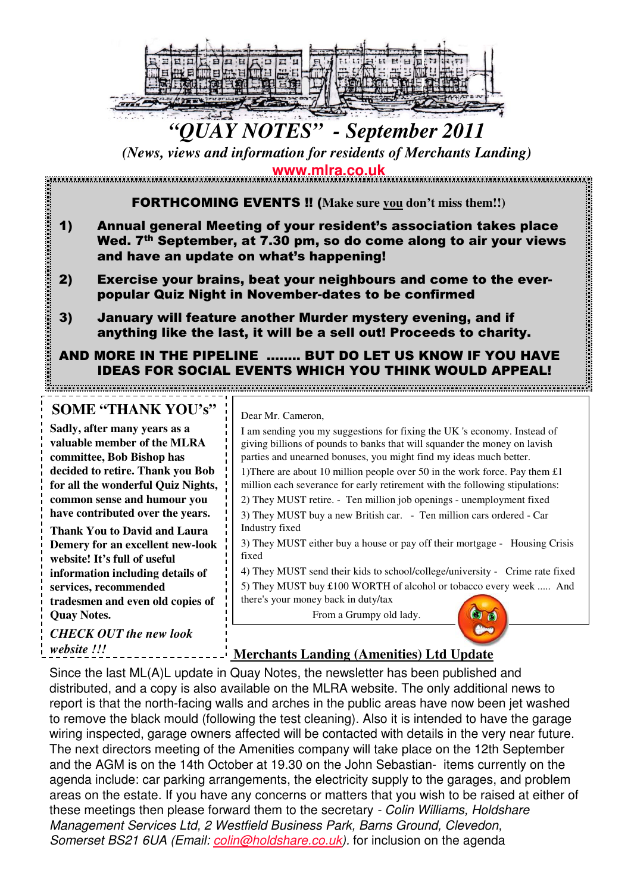# "QUAY NOTES" - September 2011

*(News, views and information for residents of Merchants Landing)*

www.mlra.co.uk

**FORTHCOMING EVENTS !! (Make sure you don't miss them!!)**

1) **Annual general Meeting of your resident's association takes place Wed. 7th September, at 7.30 pm, so do come along to air your views and have an update on what's happening!**
2) **Exercise your brains, beat your neighbours and come to the ever-popular Quiz Night in November-dates to be confirmed**
3) **January will feature another Murder mystery evening, and if anything like the last, it will be a sell out! Proceeds to charity.**

**AND MORE IN THE PIPELINE ........ BUT DO LET US KNOW IF YOU HAVE IDEAS FOR SOCIAL EVENTS WHICH YOU THINK WOULD APPEAL!**

## SOME "THANK YOU's"

**Sadly, after many years as a valuable member of the MLRA committee, Bob Bishop has decided to retire. Thank you Bob for all the wonderful Quiz Nights, common sense and humour you have contributed over the years.**

**Thank You to David and Laura Demery for an excellent new-look website! It's full of useful information including details of services, recommended tradesmen and even old copies of Quay Notes.**

***CHECK OUT the new look website !!!***

Dear Mr. Cameron,

I am sending you my suggestions for fixing the UK 's economy. Instead of giving billions of pounds to banks that will squander the money on lavish parties and unearned bonuses, you might find my ideas much better.

1)There are about 10 million people over 50 in the work force. Pay them £1 million each severance for early retirement with the following stipulations:

2) They MUST retire. - Ten million job openings - unemployment fixed

3) They MUST buy a new British car. - Ten million cars ordered - Car Industry fixed

3) They MUST either buy a house or pay off their mortgage - Housing Crisis fixed

4) They MUST send their kids to school/college/university - Crime rate fixed

5) They MUST buy £100 WORTH of alcohol or tobacco every week ..... And there's your money back in duty/tax

From a Grumpy old lady.

## Merchants Landing (Amenities) Ltd Update

Since the last ML(A)L update in Quay Notes, the newsletter has been published and distributed, and a copy is also available on the MLRA website. The only additional news to report is that the north-facing walls and arches in the public areas have now been jet washed to remove the black mould (following the test cleaning). Also it is intended to have the garage wiring inspected, garage owners affected will be contacted with details in the very near future. The next directors meeting of the Amenities company will take place on the 12th September and the AGM is on the 14th October at 19.30 on the John Sebastian- items currently on the agenda include: car parking arrangements, the electricity supply to the garages, and problem areas on the estate. If you have any concerns or matters that you wish to be raised at either of these meetings then please forward them to the secretary - *Colin Williams, Holdshare Management Services Ltd, 2 Westfield Business Park, Barns Ground, Clevedon, Somerset BS21 6UA (Email: colin@holdshare.co.uk).* for inclusion on the agenda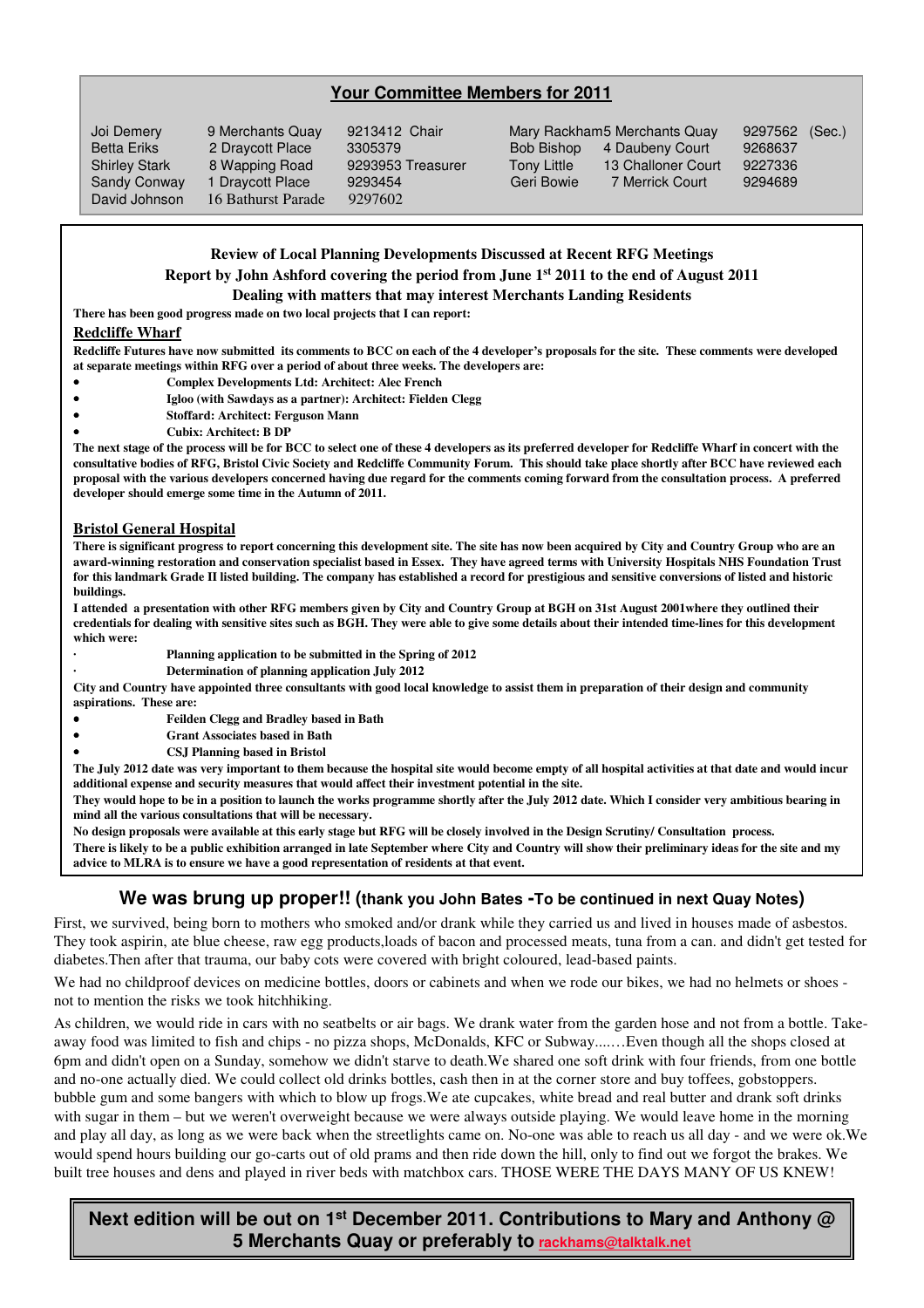## Your Committee Members for 2011

| | | | | | |
|---|---|---|---|---|---|
| Joi Demery | 9 Merchants Quay | 9213412 Chair | Mary Rackham | 5 Merchants Quay | 9297562 (Sec.) |
| Betta Eriks | 2 Draycott Place | 3305379 | Bob Bishop | 4 Daubeny Court | 9268637 |
| Shirley Stark | 8 Wapping Road | 9293953 Treasurer | Tony Little | 13 Challoner Court | 9227336 |
| Sandy Conway | 1 Draycott Place | 9293454 | Geri Bowie | 7 Merrick Court | 9294689 |
| David Johnson | 16 Bathurst Parade | 9297602 | | | |

### Review of Local Planning Developments Discussed at Recent RFG Meetings

### Report by John Ashford covering the period from June 1st 2011 to the end of August 2011

### Dealing with matters that may interest Merchants Landing Residents

**There has been good progress made on two local projects that I can report:**

**Redcliffe Wharf**

**Redcliffe Futures have now submitted its comments to BCC on each of the 4 developer's proposals for the site. These comments were developed at separate meetings within RFG over a period of about three weeks. The developers are:**

- **Complex Developments Ltd: Architect: Alec French**
- **Igloo (with Sawdays as a partner): Architect: Fielden Clegg**
- **Stoffard: Architect: Ferguson Mann**
- **Cubix: Architect: B DP**

**The next stage of the process will be for BCC to select one of these 4 developers as its preferred developer for Redcliffe Wharf in concert with the consultative bodies of RFG, Bristol Civic Society and Redcliffe Community Forum. This should take place shortly after BCC have reviewed each proposal with the various developers concerned having due regard for the comments coming forward from the consultation process. A preferred developer should emerge some time in the Autumn of 2011.**

**Bristol General Hospital**

**There is significant progress to report concerning this development site. The site has now been acquired by City and Country Group who are an award-winning restoration and conservation specialist based in Essex. They have agreed terms with University Hospitals NHS Foundation Trust for this landmark Grade II listed building. The company has established a record for prestigious and sensitive conversions of listed and historic buildings.**

**I attended a presentation with other RFG members given by City and Country Group at BGH on 31st August 2001where they outlined their credentials for dealing with sensitive sites such as BGH. They were able to give some details about their intended time-lines for this development which were:**

- **Planning application to be submitted in the Spring of 2012**
- **Determination of planning application July 2012**

**City and Country have appointed three consultants with good local knowledge to assist them in preparation of their design and community aspirations. These are:**

- **Feilden Clegg and Bradley based in Bath**
- **Grant Associates based in Bath**
- **CSJ Planning based in Bristol**

**The July 2012 date was very important to them because the hospital site would become empty of all hospital activities at that date and would incur additional expense and security measures that would affect their investment potential in the site.**

**They would hope to be in a position to launch the works programme shortly after the July 2012 date. Which I consider very ambitious bearing in mind all the various consultations that will be necessary.**

**No design proposals were available at this early stage but RFG will be closely involved in the Design Scrutiny/ Consultation process.**

**There is likely to be a public exhibition arranged in late September where City and Country will show their preliminary ideas for the site and my advice to MLRA is to ensure we have a good representation of residents at that event.**

## We was brung up proper!! (thank you John Bates -To be continued in next Quay Notes)

First, we survived, being born to mothers who smoked and/or drank while they carried us and lived in houses made of asbestos. They took aspirin, ate blue cheese, raw egg products,loads of bacon and processed meats, tuna from a can. and didn't get tested for diabetes.Then after that trauma, our baby cots were covered with bright coloured, lead-based paints.

We had no childproof devices on medicine bottles, doors or cabinets and when we rode our bikes, we had no helmets or shoes - not to mention the risks we took hitchhiking.

As children, we would ride in cars with no seatbelts or air bags. We drank water from the garden hose and not from a bottle. Take-away food was limited to fish and chips - no pizza shops, McDonalds, KFC or Subway......Even though all the shops closed at 6pm and didn't open on a Sunday, somehow we didn't starve to death.We shared one soft drink with four friends, from one bottle and no-one actually died. We could collect old drinks bottles, cash then in at the corner store and buy toffees, gobstoppers. bubble gum and some bangers with which to blow up frogs.We ate cupcakes, white bread and real butter and drank soft drinks with sugar in them – but we weren't overweight because we were always outside playing. We would leave home in the morning and play all day, as long as we were back when the streetlights came on. No-one was able to reach us all day - and we were ok.We would spend hours building our go-carts out of old prams and then ride down the hill, only to find out we forgot the brakes. We built tree houses and dens and played in river beds with matchbox cars. THOSE WERE THE DAYS MANY OF US KNEW!

**Next edition will be out on 1st December 2011. Contributions to Mary and Anthony @ 5 Merchants Quay or preferably to rackhams@talktalk.net**